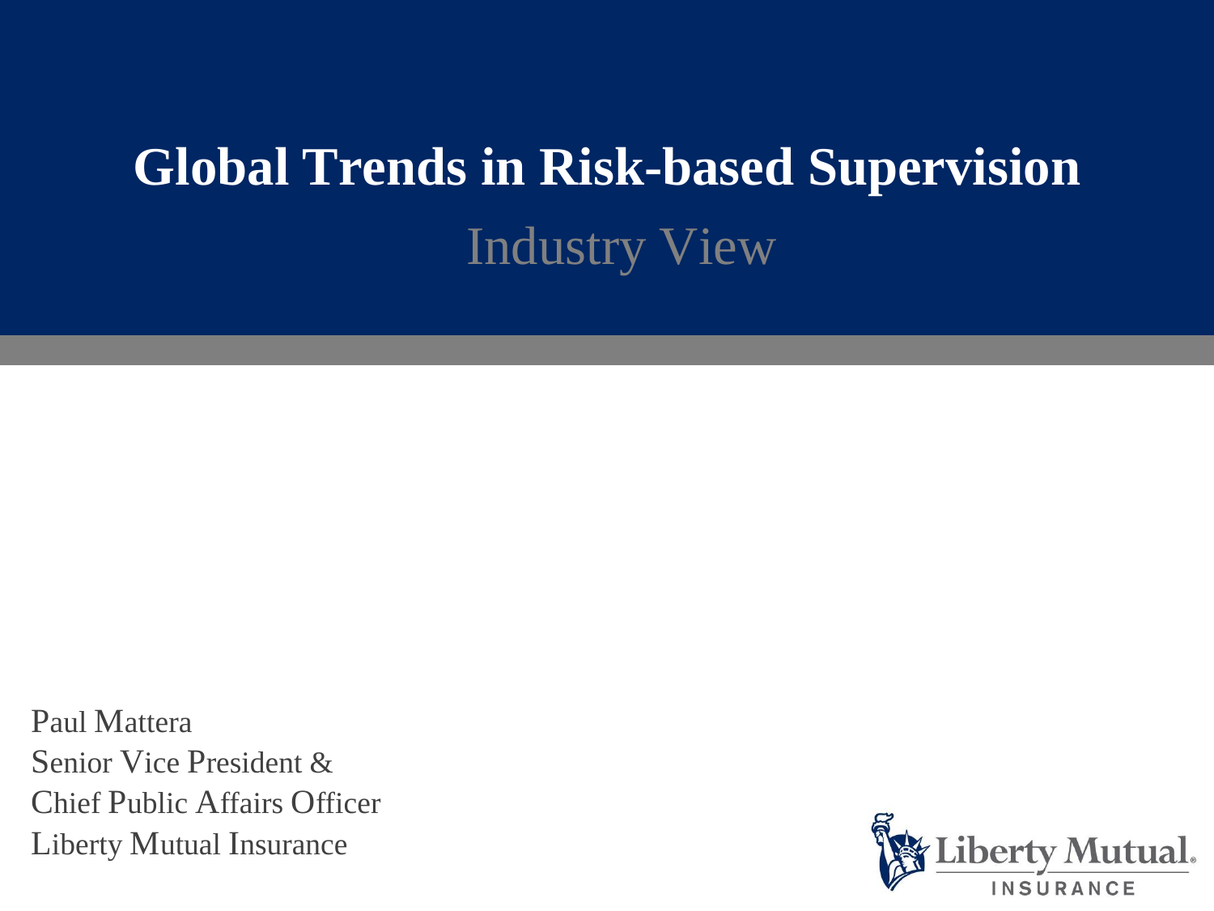# Global Trends in Risk-based Supervision

## Industry View

Paul Mattera
Senior Vice President &
Chief Public Affairs Officer
Liberty Mutual Insurance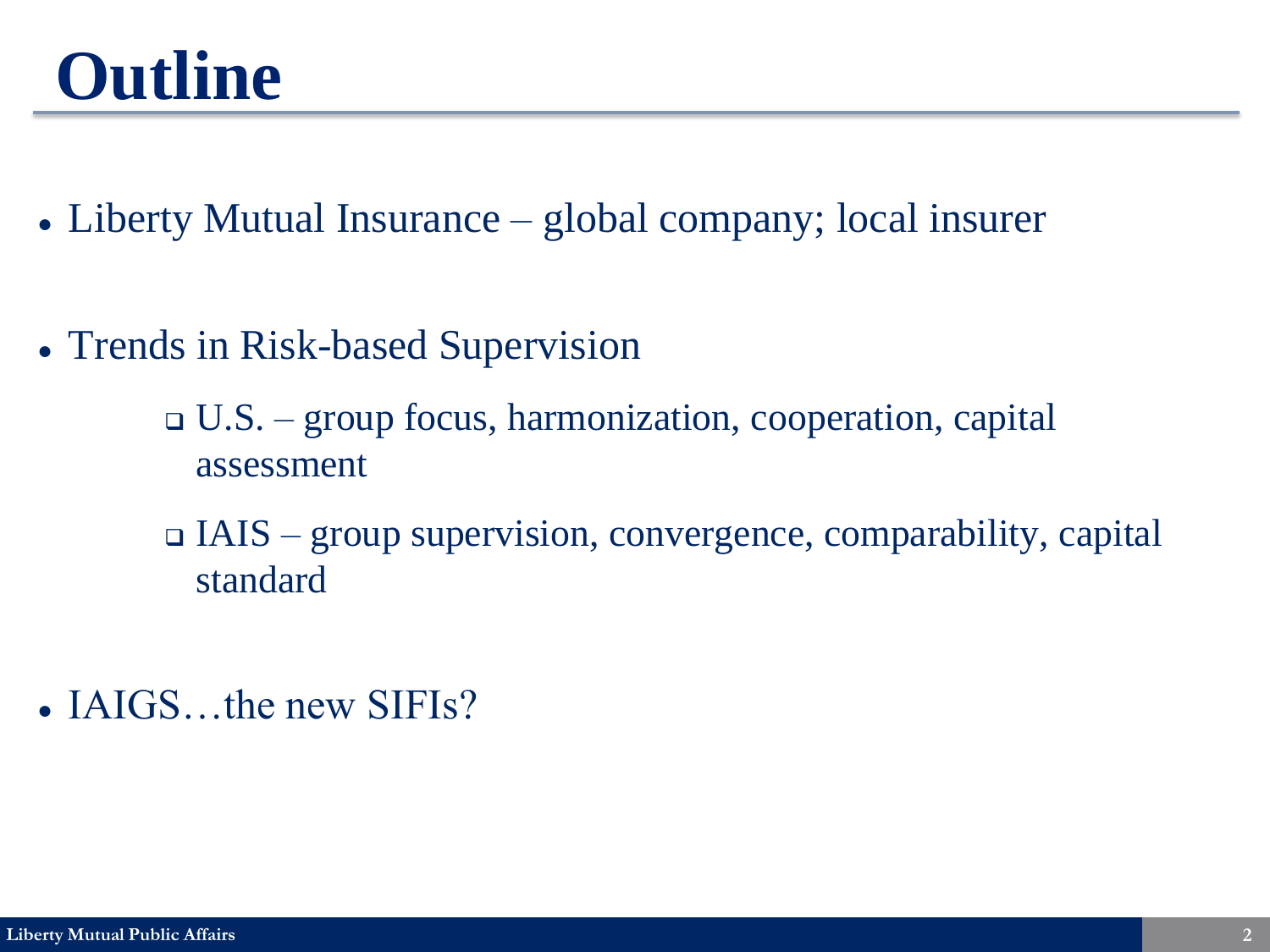# Outline

- Liberty Mutual Insurance – global company; local insurer
- Trends in Risk-based Supervision
  - U.S. – group focus, harmonization, cooperation, capital assessment
  - IAIS – group supervision, convergence, comparability, capital standard
- IAIGS…the new SIFIs?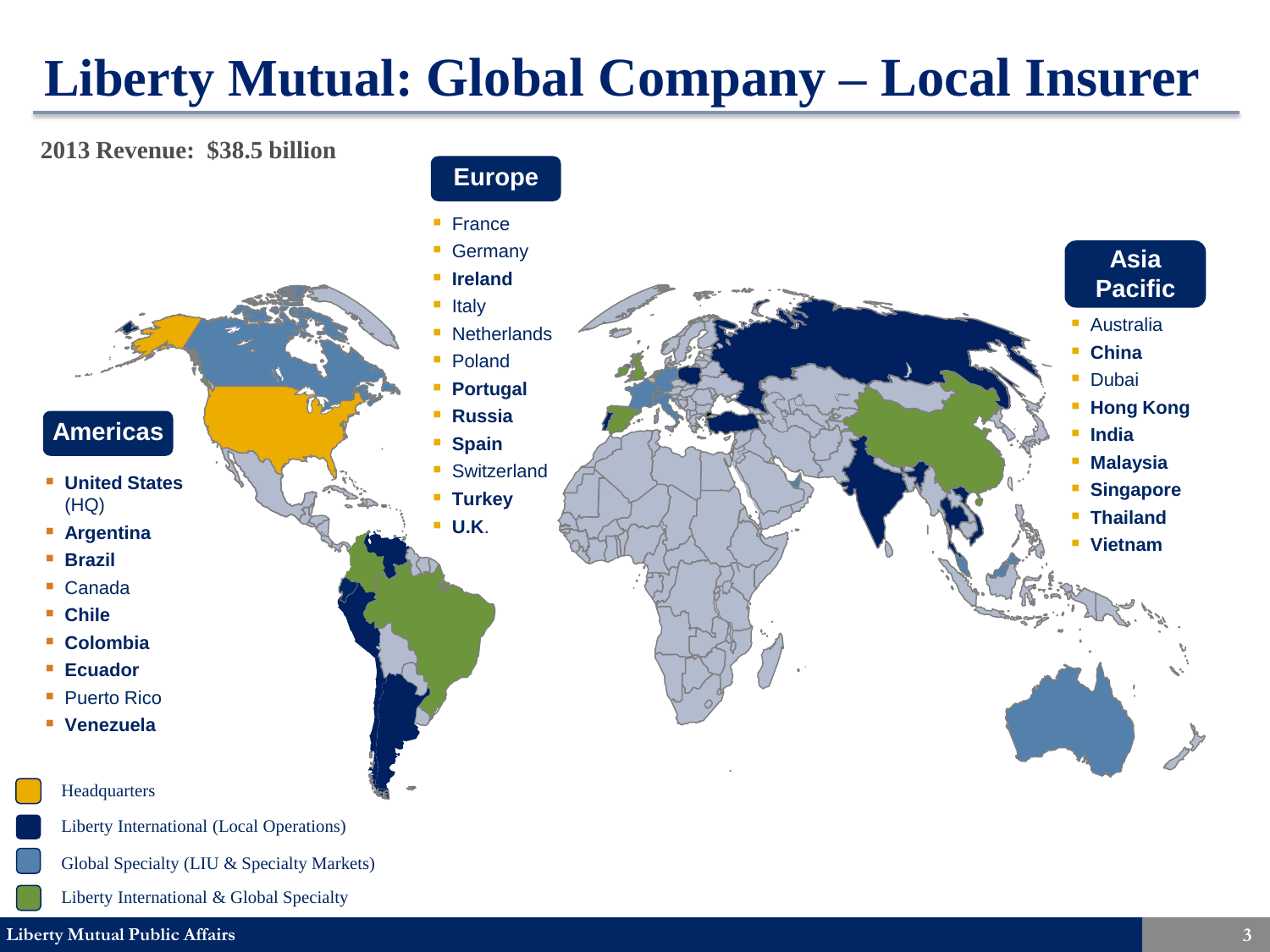# Liberty Mutual: Global Company – Local Insurer

**2013 Revenue: $38.5 billion**

## Americas

- **United States** (HQ)
- **Argentina**
- **Brazil**
- Canada
- **Chile**
- **Colombia**
- **Ecuador**
- Puerto Rico
- **Venezuela**

## Europe

- France
- Germany
- **Ireland**
- Italy
- Netherlands
- Poland
- **Portugal**
- **Russia**
- **Spain**
- Switzerland
- **Turkey**
- **U.K.**

## Asia Pacific

- Australia
- **China**
- Dubai
- **Hong Kong**
- **India**
- **Malaysia**
- **Singapore**
- **Thailand**
- **Vietnam**

Headquarters

Liberty International (Local Operations)

Global Specialty (LIU & Specialty Markets)

Liberty International & Global Specialty

Liberty Mutual Public Affairs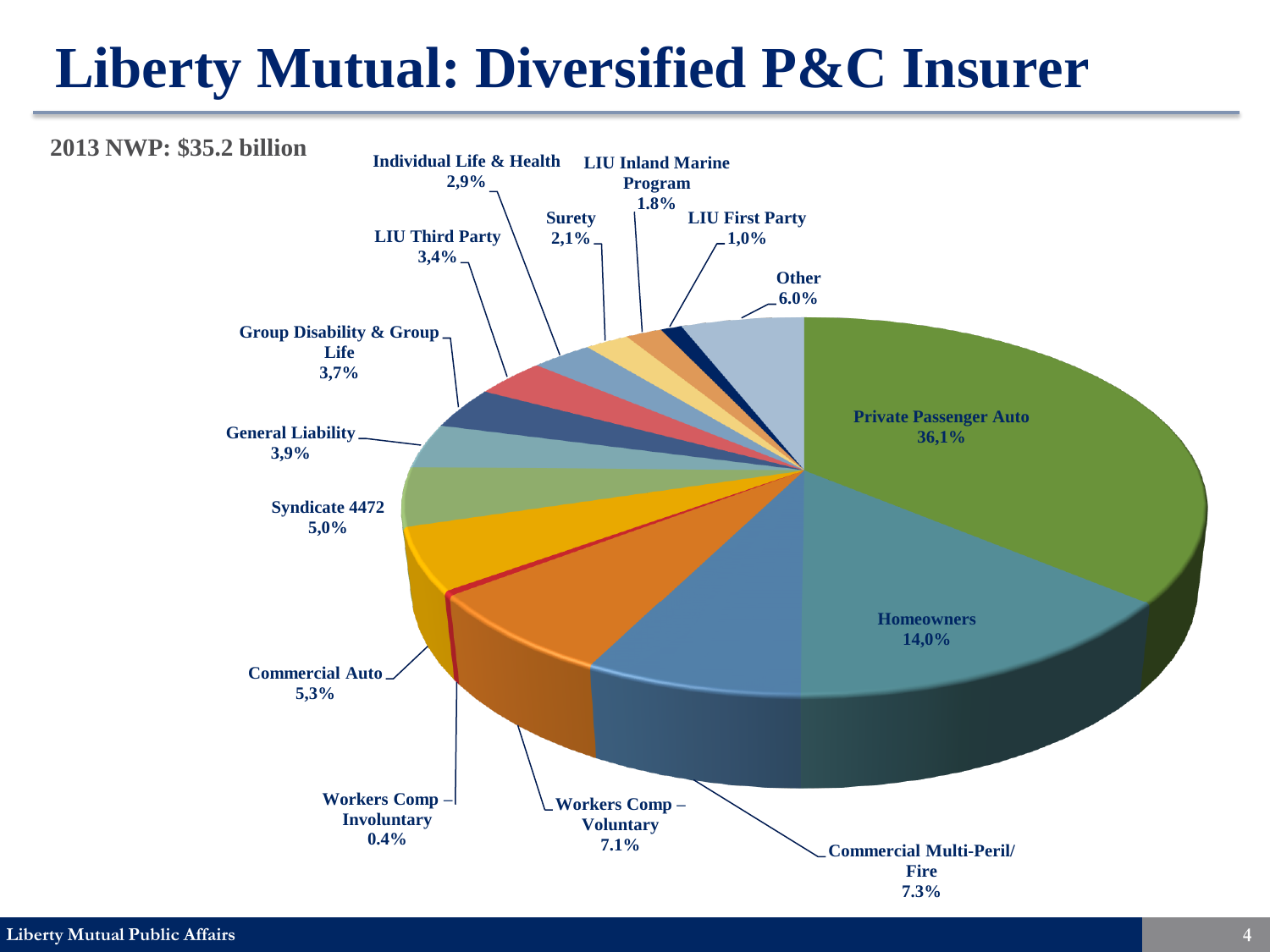# Liberty Mutual: Diversified P&C Insurer

**2013 NWP: $35.2 billion**

| Line | Share |
| --- | --- |
| Private Passenger Auto | 36,1% |
| Homeowners | 14,0% |
| Commercial Multi-Peril/ Fire | 7.3% |
| Workers Comp – Voluntary | 7.1% |
| Workers Comp – Involuntary | 0.4% |
| Commercial Auto | 5,3% |
| Syndicate 4472 | 5,0% |
| General Liability | 3,9% |
| Group Disability & Group Life | 3,7% |
| LIU Third Party | 3,4% |
| Individual Life & Health | 2,9% |
| Surety | 2,1% |
| LIU Inland Marine Program | 1.8% |
| LIU First Party | 1,0% |
| Other | 6.0% |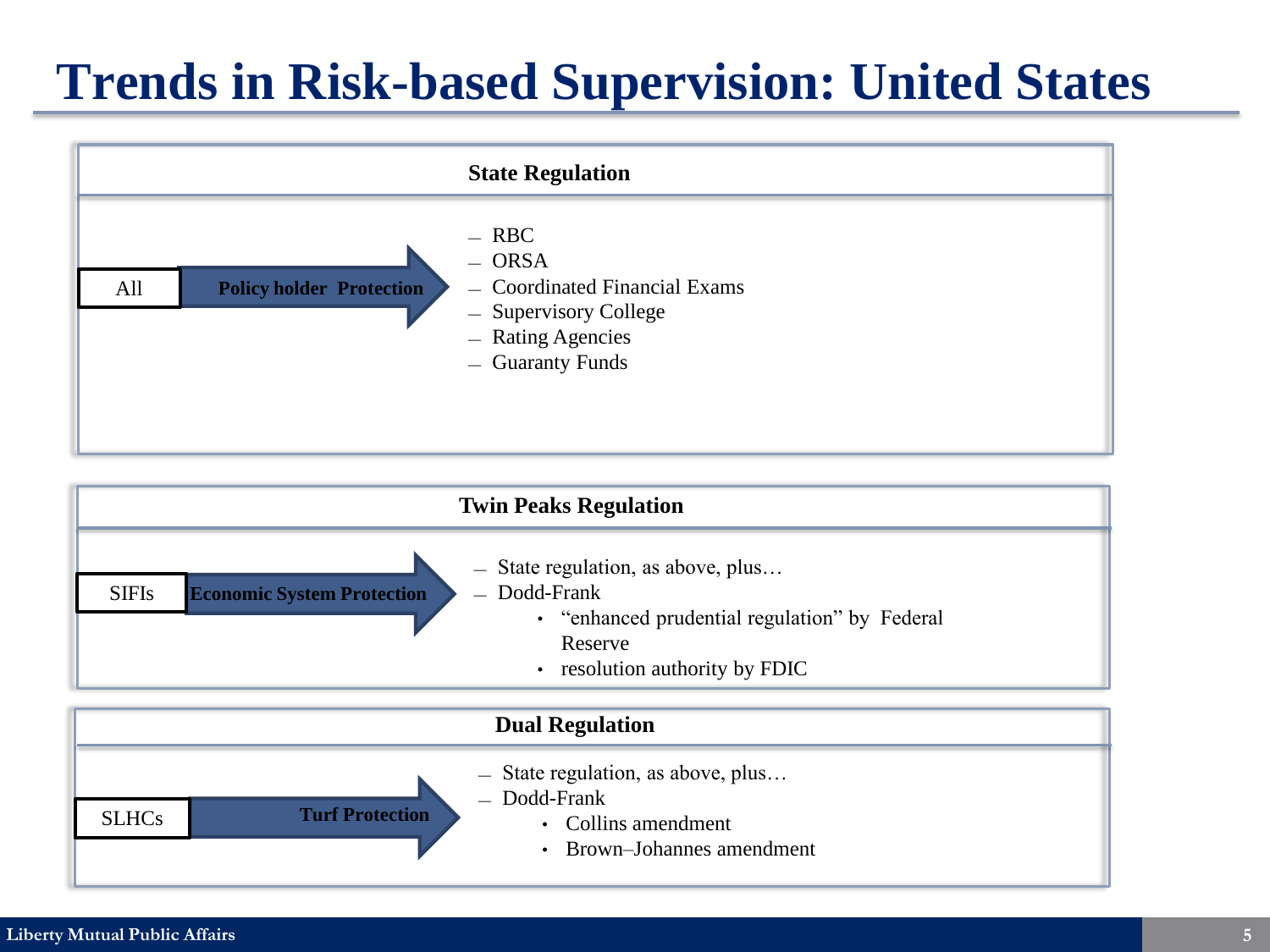# Trends in Risk-based Supervision: United States

## State Regulation

**All** → **Policy holder Protection**

- RBC
- ORSA
- Coordinated Financial Exams
- Supervisory College
- Rating Agencies
- Guaranty Funds

## Twin Peaks Regulation

**SIFIs** → **Economic System Protection**

- State regulation, as above, plus…
- Dodd-Frank
  - "enhanced prudential regulation" by Federal Reserve
  - resolution authority by FDIC

## Dual Regulation

**SLHCs** → **Turf Protection**

- State regulation, as above, plus…
- Dodd-Frank
  - Collins amendment
  - Brown–Johannes amendment

Liberty Mutual Public Affairs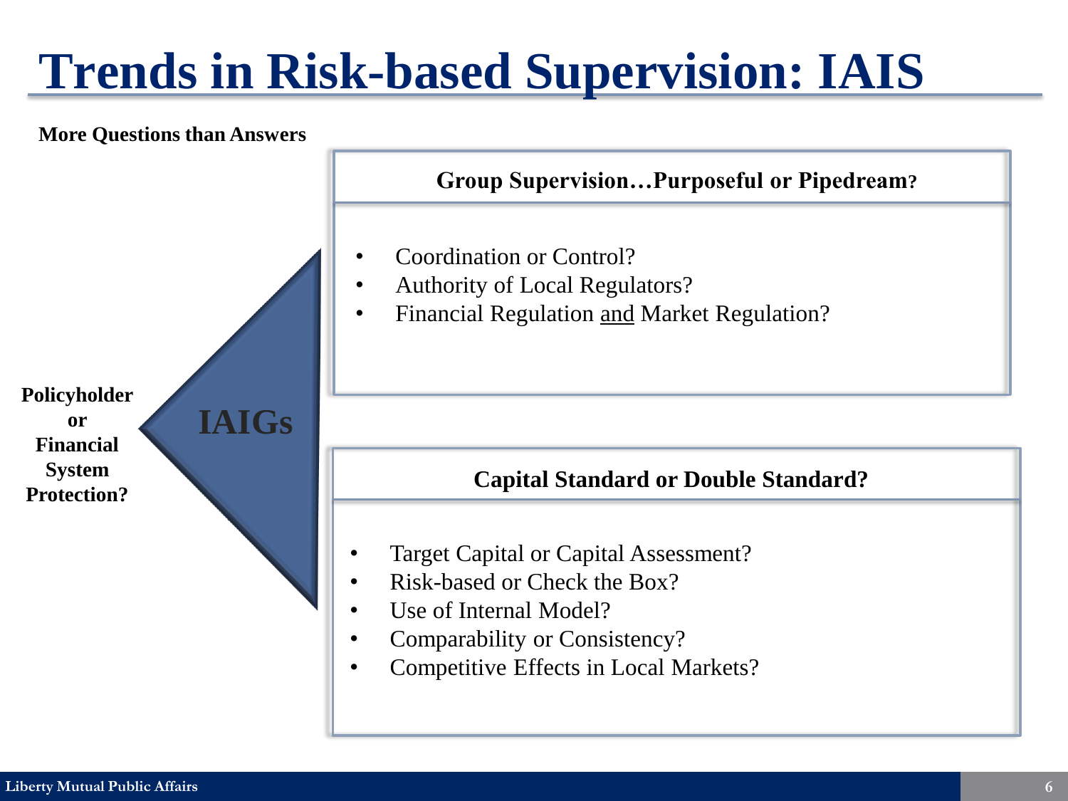# Trends in Risk-based Supervision: IAIS

**More Questions than Answers**

**Policyholder or Financial System Protection?**

**IAIGs**

### Group Supervision…Purposeful or Pipedream?

- Coordination or Control?
- Authority of Local Regulators?
- Financial Regulation and Market Regulation?

### Capital Standard or Double Standard?

- Target Capital or Capital Assessment?
- Risk-based or Check the Box?
- Use of Internal Model?
- Comparability or Consistency?
- Competitive Effects in Local Markets?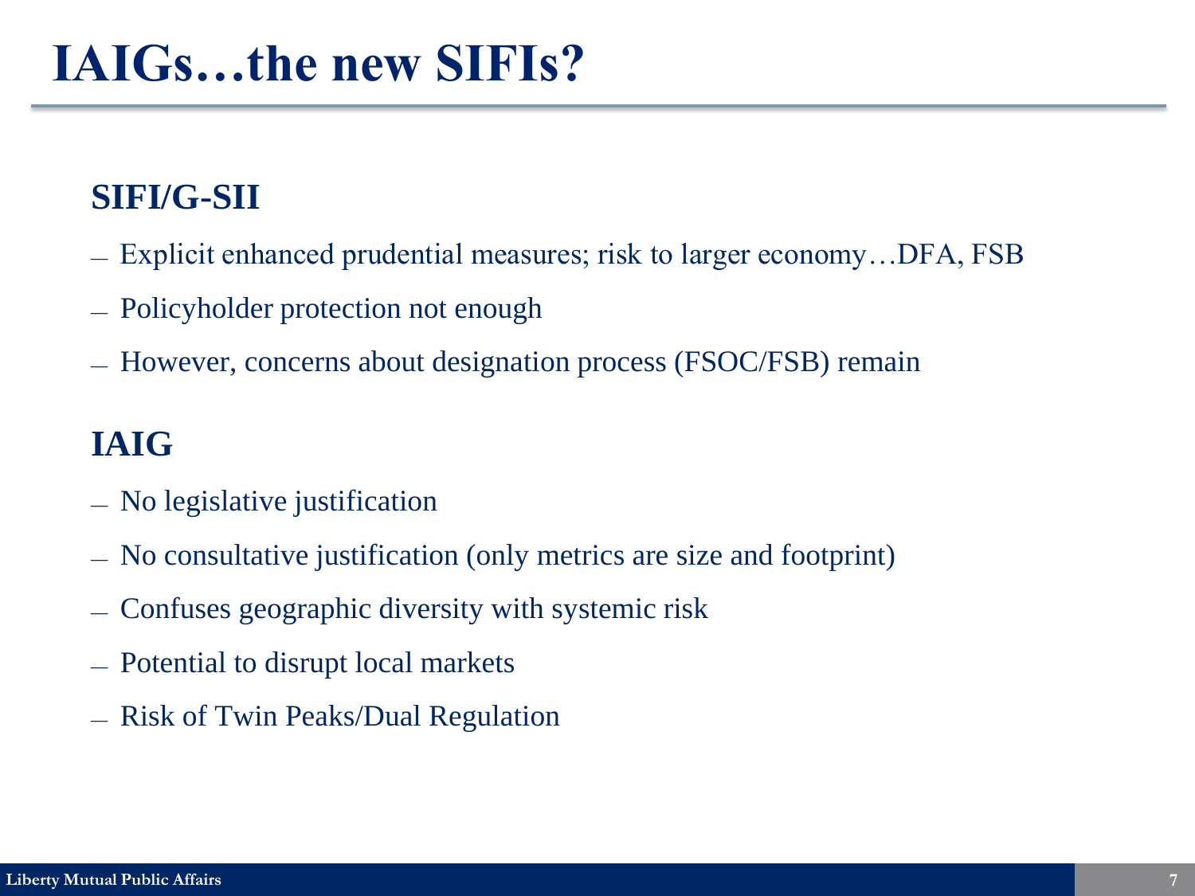# IAIGs…the new SIFIs?

## SIFI/G-SII

- Explicit enhanced prudential measures; risk to larger economy…DFA, FSB
- Policyholder protection not enough
- However, concerns about designation process (FSOC/FSB) remain

## IAIG

- No legislative justification
- No consultative justification (only metrics are size and footprint)
- Confuses geographic diversity with systemic risk
- Potential to disrupt local markets
- Risk of Twin Peaks/Dual Regulation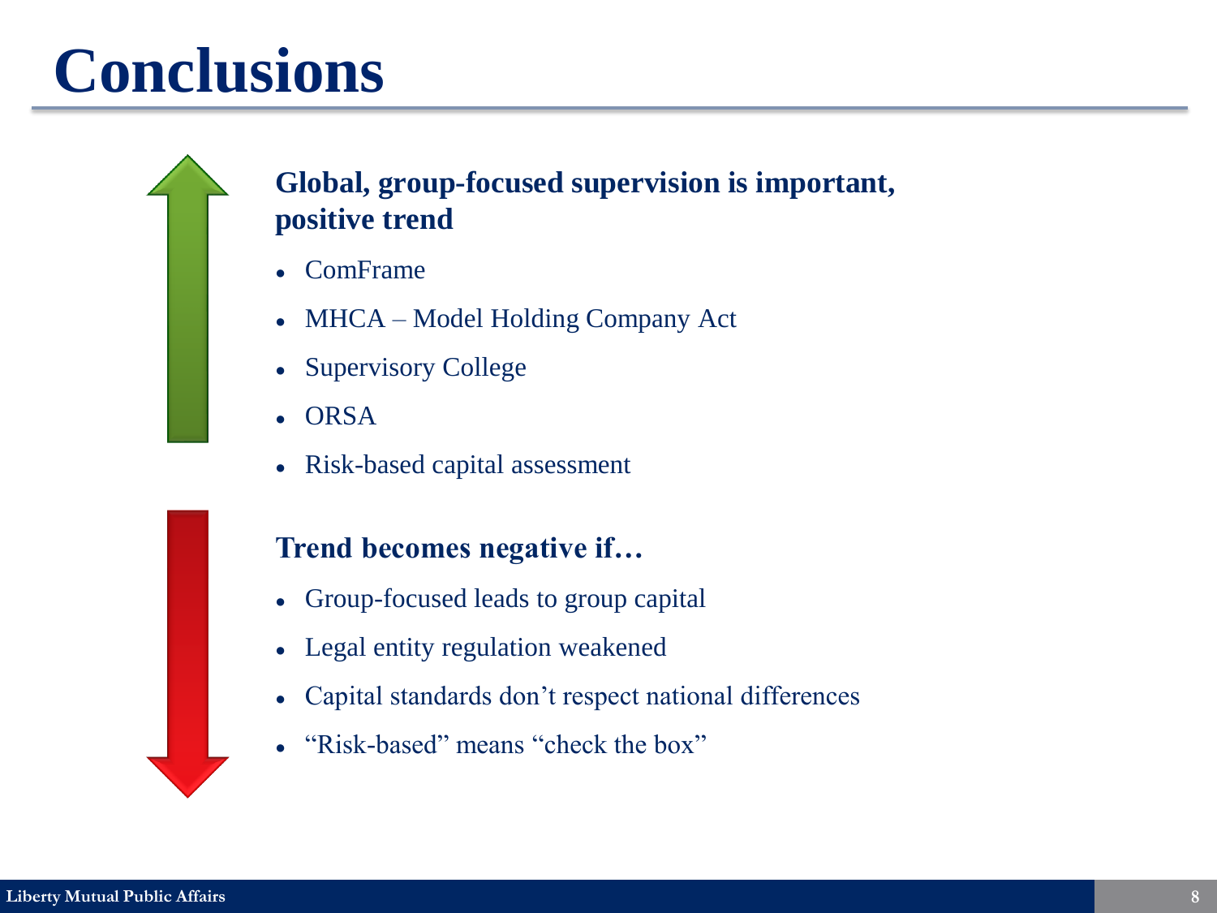# Conclusions

**Global, group-focused supervision is important, positive trend**

- ComFrame
- MHCA – Model Holding Company Act
- Supervisory College
- ORSA
- Risk-based capital assessment

**Trend becomes negative if…**

- Group-focused leads to group capital
- Legal entity regulation weakened
- Capital standards don't respect national differences
- "Risk-based" means "check the box"